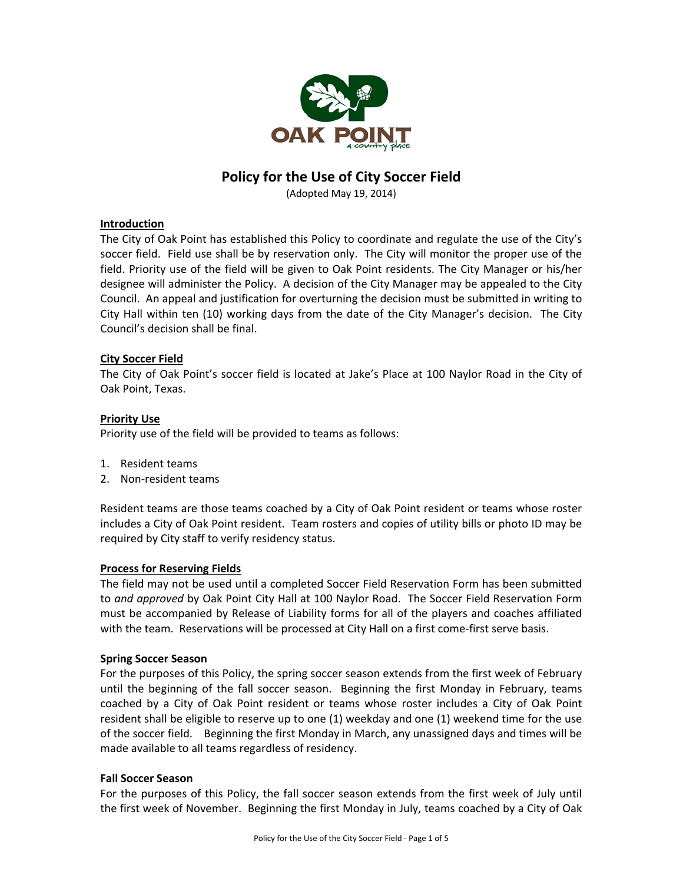# Policy for the Use of City Soccer Field

(Adopted May 19, 2014)

**Introduction**

The City of Oak Point has established this Policy to coordinate and regulate the use of the City's soccer field. Field use shall be by reservation only. The City will monitor the proper use of the field. Priority use of the field will be given to Oak Point residents. The City Manager or his/her designee will administer the Policy. A decision of the City Manager may be appealed to the City Council. An appeal and justification for overturning the decision must be submitted in writing to City Hall within ten (10) working days from the date of the City Manager's decision. The City Council's decision shall be final.

**City Soccer Field**

The City of Oak Point's soccer field is located at Jake's Place at 100 Naylor Road in the City of Oak Point, Texas.

**Priority Use**

Priority use of the field will be provided to teams as follows:

1. Resident teams
2. Non-resident teams

Resident teams are those teams coached by a City of Oak Point resident or teams whose roster includes a City of Oak Point resident. Team rosters and copies of utility bills or photo ID may be required by City staff to verify residency status.

**Process for Reserving Fields**

The field may not be used until a completed Soccer Field Reservation Form has been submitted to *and approved* by Oak Point City Hall at 100 Naylor Road. The Soccer Field Reservation Form must be accompanied by Release of Liability forms for all of the players and coaches affiliated with the team. Reservations will be processed at City Hall on a first come-first serve basis.

**Spring Soccer Season**

For the purposes of this Policy, the spring soccer season extends from the first week of February until the beginning of the fall soccer season. Beginning the first Monday in February, teams coached by a City of Oak Point resident or teams whose roster includes a City of Oak Point resident shall be eligible to reserve up to one (1) weekday and one (1) weekend time for the use of the soccer field. Beginning the first Monday in March, any unassigned days and times will be made available to all teams regardless of residency.

**Fall Soccer Season**

For the purposes of this Policy, the fall soccer season extends from the first week of July until the first week of November. Beginning the first Monday in July, teams coached by a City of Oak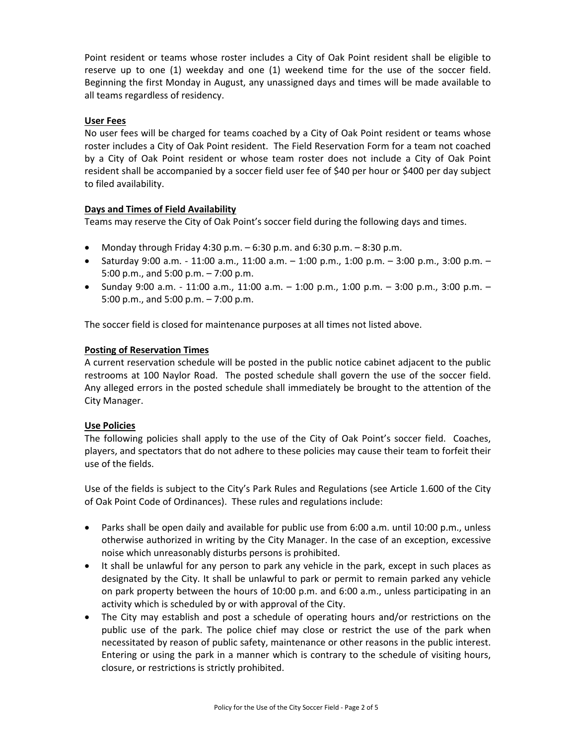Point resident or teams whose roster includes a City of Oak Point resident shall be eligible to reserve up to one (1) weekday and one (1) weekend time for the use of the soccer field. Beginning the first Monday in August, any unassigned days and times will be made available to all teams regardless of residency.

**User Fees**

No user fees will be charged for teams coached by a City of Oak Point resident or teams whose roster includes a City of Oak Point resident. The Field Reservation Form for a team not coached by a City of Oak Point resident or whose team roster does not include a City of Oak Point resident shall be accompanied by a soccer field user fee of $40 per hour or $400 per day subject to filed availability.

**Days and Times of Field Availability**

Teams may reserve the City of Oak Point's soccer field during the following days and times.

- Monday through Friday 4:30 p.m. – 6:30 p.m. and 6:30 p.m. – 8:30 p.m.
- Saturday 9:00 a.m. - 11:00 a.m., 11:00 a.m. – 1:00 p.m., 1:00 p.m. – 3:00 p.m., 3:00 p.m. – 5:00 p.m., and 5:00 p.m. – 7:00 p.m.
- Sunday 9:00 a.m. - 11:00 a.m., 11:00 a.m. – 1:00 p.m., 1:00 p.m. – 3:00 p.m., 3:00 p.m. – 5:00 p.m., and 5:00 p.m. – 7:00 p.m.

The soccer field is closed for maintenance purposes at all times not listed above.

**Posting of Reservation Times**

A current reservation schedule will be posted in the public notice cabinet adjacent to the public restrooms at 100 Naylor Road. The posted schedule shall govern the use of the soccer field. Any alleged errors in the posted schedule shall immediately be brought to the attention of the City Manager.

**Use Policies**

The following policies shall apply to the use of the City of Oak Point's soccer field. Coaches, players, and spectators that do not adhere to these policies may cause their team to forfeit their use of the fields.

Use of the fields is subject to the City's Park Rules and Regulations (see Article 1.600 of the City of Oak Point Code of Ordinances). These rules and regulations include:

- Parks shall be open daily and available for public use from 6:00 a.m. until 10:00 p.m., unless otherwise authorized in writing by the City Manager. In the case of an exception, excessive noise which unreasonably disturbs persons is prohibited.
- It shall be unlawful for any person to park any vehicle in the park, except in such places as designated by the City. It shall be unlawful to park or permit to remain parked any vehicle on park property between the hours of 10:00 p.m. and 6:00 a.m., unless participating in an activity which is scheduled by or with approval of the City.
- The City may establish and post a schedule of operating hours and/or restrictions on the public use of the park. The police chief may close or restrict the use of the park when necessitated by reason of public safety, maintenance or other reasons in the public interest. Entering or using the park in a manner which is contrary to the schedule of visiting hours, closure, or restrictions is strictly prohibited.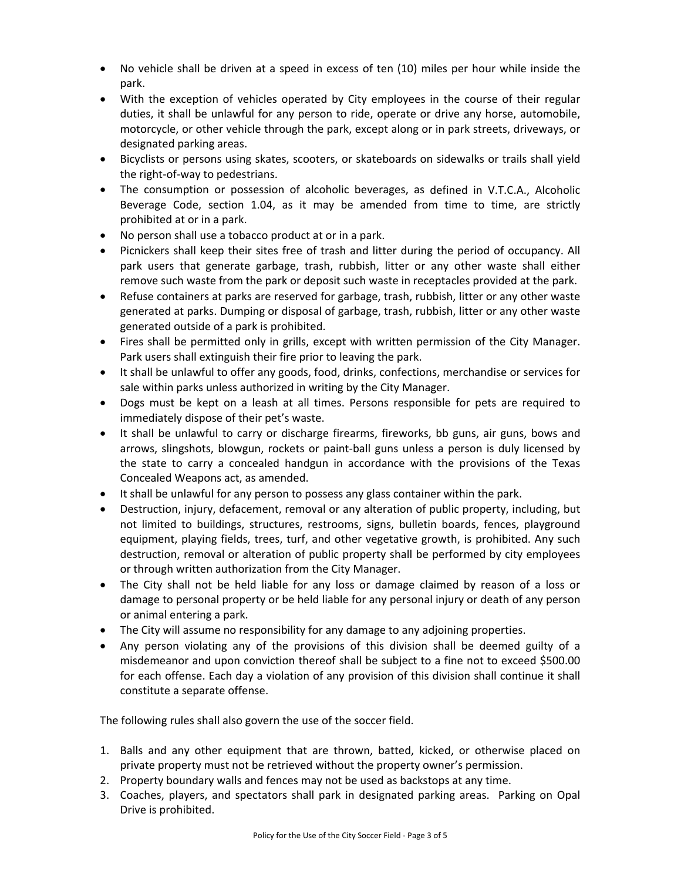- No vehicle shall be driven at a speed in excess of ten (10) miles per hour while inside the park.
- With the exception of vehicles operated by City employees in the course of their regular duties, it shall be unlawful for any person to ride, operate or drive any horse, automobile, motorcycle, or other vehicle through the park, except along or in park streets, driveways, or designated parking areas.
- Bicyclists or persons using skates, scooters, or skateboards on sidewalks or trails shall yield the right-of-way to pedestrians.
- The consumption or possession of alcoholic beverages, as defined in V.T.C.A., Alcoholic Beverage Code, section 1.04, as it may be amended from time to time, are strictly prohibited at or in a park.
- No person shall use a tobacco product at or in a park.
- Picnickers shall keep their sites free of trash and litter during the period of occupancy. All park users that generate garbage, trash, rubbish, litter or any other waste shall either remove such waste from the park or deposit such waste in receptacles provided at the park.
- Refuse containers at parks are reserved for garbage, trash, rubbish, litter or any other waste generated at parks. Dumping or disposal of garbage, trash, rubbish, litter or any other waste generated outside of a park is prohibited.
- Fires shall be permitted only in grills, except with written permission of the City Manager. Park users shall extinguish their fire prior to leaving the park.
- It shall be unlawful to offer any goods, food, drinks, confections, merchandise or services for sale within parks unless authorized in writing by the City Manager.
- Dogs must be kept on a leash at all times. Persons responsible for pets are required to immediately dispose of their pet's waste.
- It shall be unlawful to carry or discharge firearms, fireworks, bb guns, air guns, bows and arrows, slingshots, blowgun, rockets or paint-ball guns unless a person is duly licensed by the state to carry a concealed handgun in accordance with the provisions of the Texas Concealed Weapons act, as amended.
- It shall be unlawful for any person to possess any glass container within the park.
- Destruction, injury, defacement, removal or any alteration of public property, including, but not limited to buildings, structures, restrooms, signs, bulletin boards, fences, playground equipment, playing fields, trees, turf, and other vegetative growth, is prohibited. Any such destruction, removal or alteration of public property shall be performed by city employees or through written authorization from the City Manager.
- The City shall not be held liable for any loss or damage claimed by reason of a loss or damage to personal property or be held liable for any personal injury or death of any person or animal entering a park.
- The City will assume no responsibility for any damage to any adjoining properties.
- Any person violating any of the provisions of this division shall be deemed guilty of a misdemeanor and upon conviction thereof shall be subject to a fine not to exceed $500.00 for each offense. Each day a violation of any provision of this division shall continue it shall constitute a separate offense.

The following rules shall also govern the use of the soccer field.

1. Balls and any other equipment that are thrown, batted, kicked, or otherwise placed on private property must not be retrieved without the property owner's permission.
2. Property boundary walls and fences may not be used as backstops at any time.
3. Coaches, players, and spectators shall park in designated parking areas. Parking on Opal Drive is prohibited.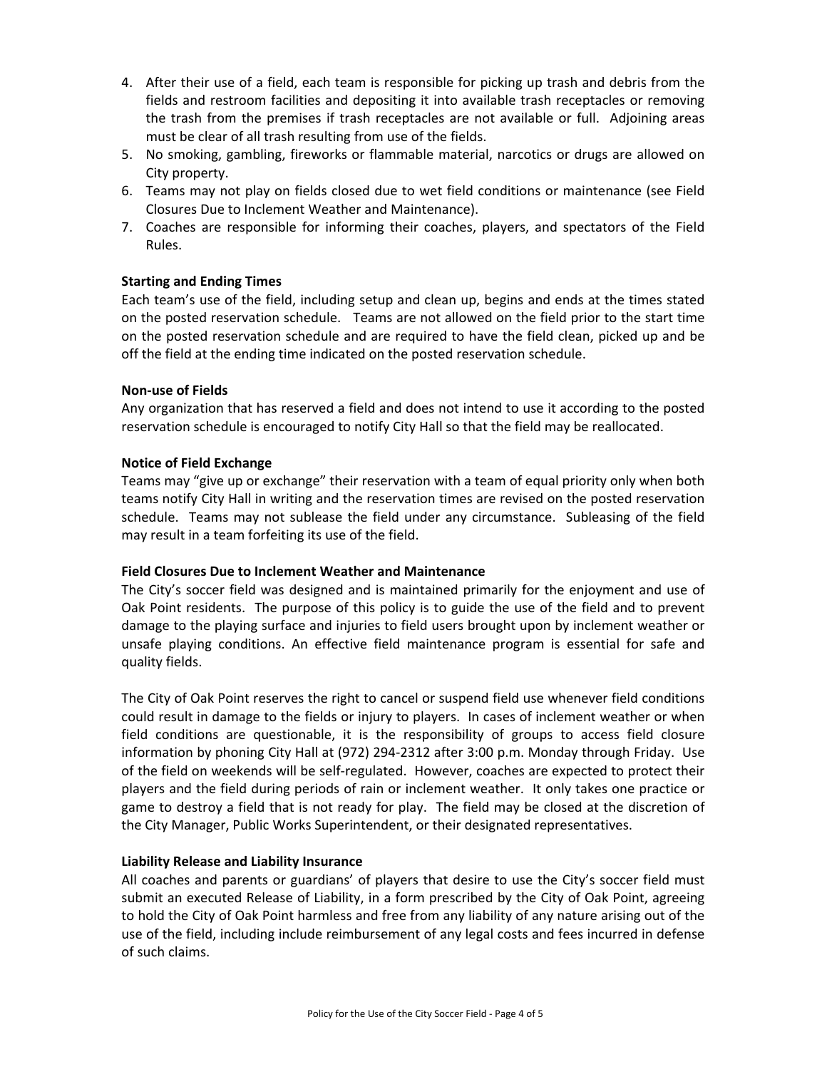4. After their use of a field, each team is responsible for picking up trash and debris from the fields and restroom facilities and depositing it into available trash receptacles or removing the trash from the premises if trash receptacles are not available or full. Adjoining areas must be clear of all trash resulting from use of the fields.
5. No smoking, gambling, fireworks or flammable material, narcotics or drugs are allowed on City property.
6. Teams may not play on fields closed due to wet field conditions or maintenance (see Field Closures Due to Inclement Weather and Maintenance).
7. Coaches are responsible for informing their coaches, players, and spectators of the Field Rules.

**Starting and Ending Times**

Each team's use of the field, including setup and clean up, begins and ends at the times stated on the posted reservation schedule. Teams are not allowed on the field prior to the start time on the posted reservation schedule and are required to have the field clean, picked up and be off the field at the ending time indicated on the posted reservation schedule.

**Non-use of Fields**

Any organization that has reserved a field and does not intend to use it according to the posted reservation schedule is encouraged to notify City Hall so that the field may be reallocated.

**Notice of Field Exchange**

Teams may "give up or exchange" their reservation with a team of equal priority only when both teams notify City Hall in writing and the reservation times are revised on the posted reservation schedule. Teams may not sublease the field under any circumstance. Subleasing of the field may result in a team forfeiting its use of the field.

**Field Closures Due to Inclement Weather and Maintenance**

The City's soccer field was designed and is maintained primarily for the enjoyment and use of Oak Point residents. The purpose of this policy is to guide the use of the field and to prevent damage to the playing surface and injuries to field users brought upon by inclement weather or unsafe playing conditions. An effective field maintenance program is essential for safe and quality fields.

The City of Oak Point reserves the right to cancel or suspend field use whenever field conditions could result in damage to the fields or injury to players. In cases of inclement weather or when field conditions are questionable, it is the responsibility of groups to access field closure information by phoning City Hall at (972) 294-2312 after 3:00 p.m. Monday through Friday. Use of the field on weekends will be self-regulated. However, coaches are expected to protect their players and the field during periods of rain or inclement weather. It only takes one practice or game to destroy a field that is not ready for play. The field may be closed at the discretion of the City Manager, Public Works Superintendent, or their designated representatives.

**Liability Release and Liability Insurance**

All coaches and parents or guardians' of players that desire to use the City's soccer field must submit an executed Release of Liability, in a form prescribed by the City of Oak Point, agreeing to hold the City of Oak Point harmless and free from any liability of any nature arising out of the use of the field, including include reimbursement of any legal costs and fees incurred in defense of such claims.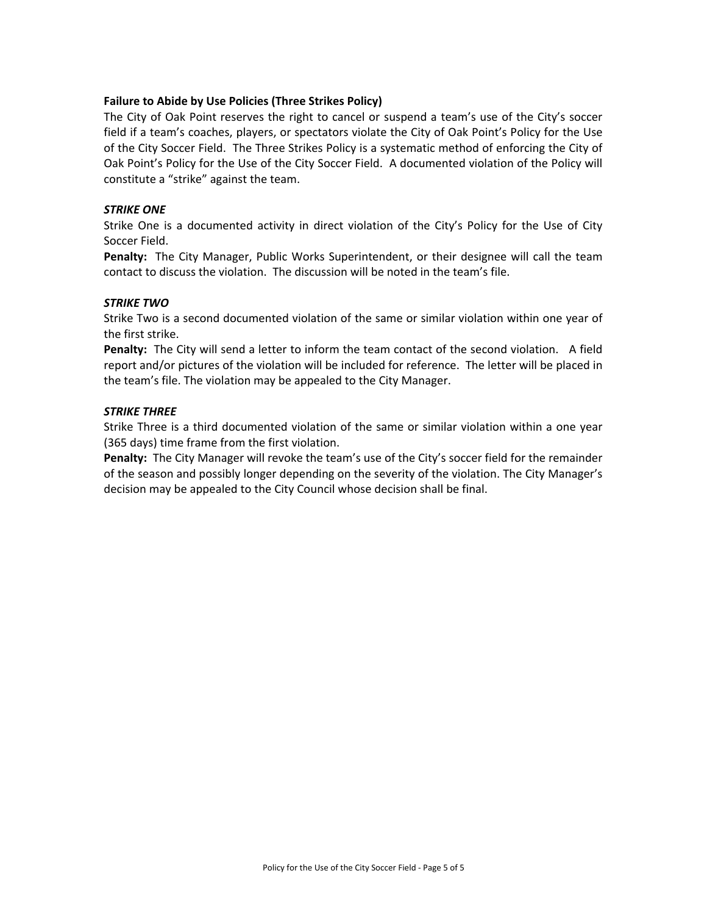**Failure to Abide by Use Policies (Three Strikes Policy)**

The City of Oak Point reserves the right to cancel or suspend a team's use of the City's soccer field if a team's coaches, players, or spectators violate the City of Oak Point's Policy for the Use of the City Soccer Field. The Three Strikes Policy is a systematic method of enforcing the City of Oak Point's Policy for the Use of the City Soccer Field. A documented violation of the Policy will constitute a "strike" against the team.

***STRIKE ONE***

Strike One is a documented activity in direct violation of the City's Policy for the Use of City Soccer Field.

**Penalty:** The City Manager, Public Works Superintendent, or their designee will call the team contact to discuss the violation. The discussion will be noted in the team's file.

***STRIKE TWO***

Strike Two is a second documented violation of the same or similar violation within one year of the first strike.

**Penalty:** The City will send a letter to inform the team contact of the second violation. A field report and/or pictures of the violation will be included for reference. The letter will be placed in the team's file. The violation may be appealed to the City Manager.

***STRIKE THREE***

Strike Three is a third documented violation of the same or similar violation within a one year (365 days) time frame from the first violation.

**Penalty:** The City Manager will revoke the team's use of the City's soccer field for the remainder of the season and possibly longer depending on the severity of the violation. The City Manager's decision may be appealed to the City Council whose decision shall be final.